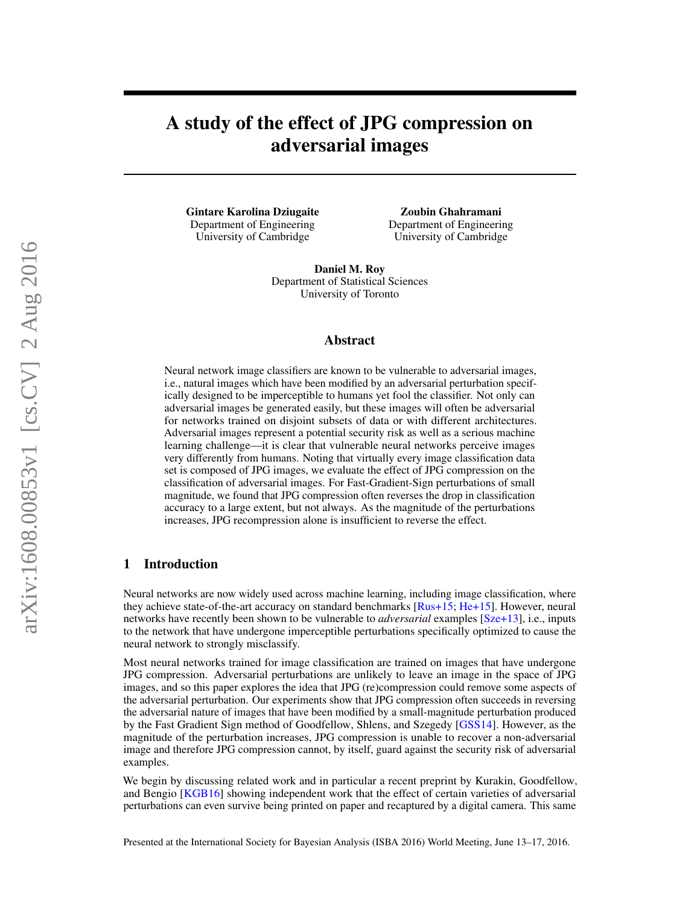# A study of the effect of JPG compression on adversarial images

**Gintare Karolina Dziugaite**
Department of Engineering
University of Cambridge

**Zoubin Ghahramani**
Department of Engineering
University of Cambridge

**Daniel M. Roy**
Department of Statistical Sciences
University of Toronto

## Abstract

Neural network image classifiers are known to be vulnerable to adversarial images, i.e., natural images which have been modified by an adversarial perturbation specifically designed to be imperceptible to humans yet fool the classifier. Not only can adversarial images be generated easily, but these images will often be adversarial for networks trained on disjoint subsets of data or with different architectures. Adversarial images represent a potential security risk as well as a serious machine learning challenge—it is clear that vulnerable neural networks perceive images very differently from humans. Noting that virtually every image classification data set is composed of JPG images, we evaluate the effect of JPG compression on the classification of adversarial images. For Fast-Gradient-Sign perturbations of small magnitude, we found that JPG compression often reverses the drop in classification accuracy to a large extent, but not always. As the magnitude of the perturbations increases, JPG recompression alone is insufficient to reverse the effect.

## 1 Introduction

Neural networks are now widely used across machine learning, including image classification, where they achieve state-of-the-art accuracy on standard benchmarks [Rus+15; He+15]. However, neural networks have recently been shown to be vulnerable to *adversarial* examples [Sze+13], i.e., inputs to the network that have undergone imperceptible perturbations specifically optimized to cause the neural network to strongly misclassify.

Most neural networks trained for image classification are trained on images that have undergone JPG compression. Adversarial perturbations are unlikely to leave an image in the space of JPG images, and so this paper explores the idea that JPG (re)compression could remove some aspects of the adversarial perturbation. Our experiments show that JPG compression often succeeds in reversing the adversarial nature of images that have been modified by a small-magnitude perturbation produced by the Fast Gradient Sign method of Goodfellow, Shlens, and Szegedy [GSS14]. However, as the magnitude of the perturbation increases, JPG compression is unable to recover a non-adversarial image and therefore JPG compression cannot, by itself, guard against the security risk of adversarial examples.

We begin by discussing related work and in particular a recent preprint by Kurakin, Goodfellow, and Bengio [KGB16] showing independent work that the effect of certain varieties of adversarial perturbations can even survive being printed on paper and recaptured by a digital camera. This same

Presented at the International Society for Bayesian Analysis (ISBA 2016) World Meeting, June 13–17, 2016.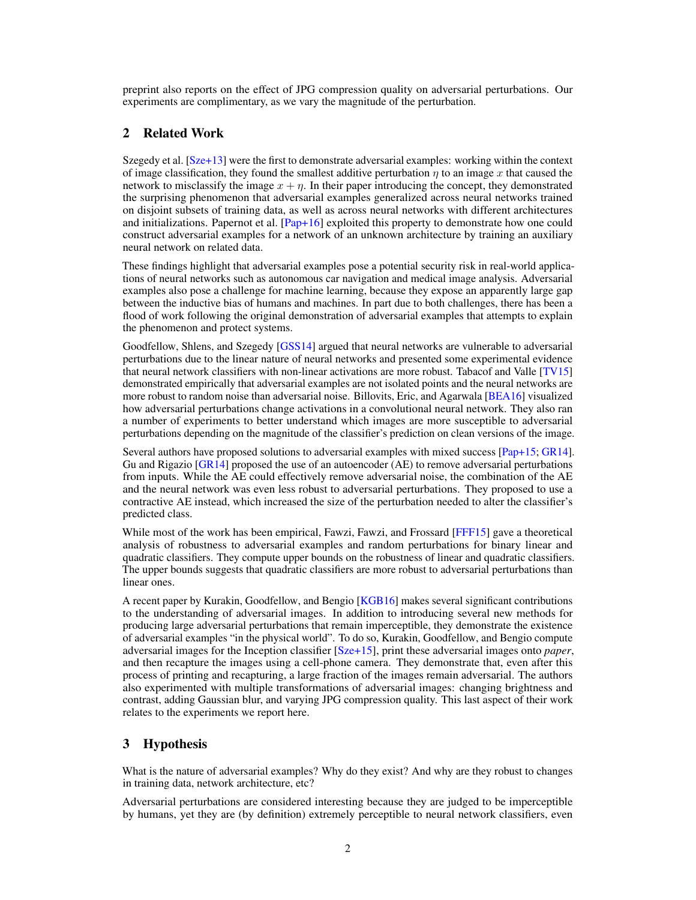preprint also reports on the effect of JPG compression quality on adversarial perturbations. Our experiments are complimentary, as we vary the magnitude of the perturbation.

## 2 Related Work

Szegedy et al. [Sze+13] were the first to demonstrate adversarial examples: working within the context of image classification, they found the smallest additive perturbation $\eta$ to an image $x$ that caused the network to misclassify the image $x + \eta$. In their paper introducing the concept, they demonstrated the surprising phenomenon that adversarial examples generalized across neural networks trained on disjoint subsets of training data, as well as across neural networks with different architectures and initializations. Papernot et al. [Pap+16] exploited this property to demonstrate how one could construct adversarial examples for a network of an unknown architecture by training an auxiliary neural network on related data.

These findings highlight that adversarial examples pose a potential security risk in real-world applications of neural networks such as autonomous car navigation and medical image analysis. Adversarial examples also pose a challenge for machine learning, because they expose an apparently large gap between the inductive bias of humans and machines. In part due to both challenges, there has been a flood of work following the original demonstration of adversarial examples that attempts to explain the phenomenon and protect systems.

Goodfellow, Shlens, and Szegedy [GSS14] argued that neural networks are vulnerable to adversarial perturbations due to the linear nature of neural networks and presented some experimental evidence that neural network classifiers with non-linear activations are more robust. Tabacof and Valle [TV15] demonstrated empirically that adversarial examples are not isolated points and the neural networks are more robust to random noise than adversarial noise. Billovits, Eric, and Agarwala [BEA16] visualized how adversarial perturbations change activations in a convolutional neural network. They also ran a number of experiments to better understand which images are more susceptible to adversarial perturbations depending on the magnitude of the classifier's prediction on clean versions of the image.

Several authors have proposed solutions to adversarial examples with mixed success [Pap+15; GR14]. Gu and Rigazio [GR14] proposed the use of an autoencoder (AE) to remove adversarial perturbations from inputs. While the AE could effectively remove adversarial noise, the combination of the AE and the neural network was even less robust to adversarial perturbations. They proposed to use a contractive AE instead, which increased the size of the perturbation needed to alter the classifier's predicted class.

While most of the work has been empirical, Fawzi, Fawzi, and Frossard [FFF15] gave a theoretical analysis of robustness to adversarial examples and random perturbations for binary linear and quadratic classifiers. They compute upper bounds on the robustness of linear and quadratic classifiers. The upper bounds suggests that quadratic classifiers are more robust to adversarial perturbations than linear ones.

A recent paper by Kurakin, Goodfellow, and Bengio [KGB16] makes several significant contributions to the understanding of adversarial images. In addition to introducing several new methods for producing large adversarial perturbations that remain imperceptible, they demonstrate the existence of adversarial examples "in the physical world". To do so, Kurakin, Goodfellow, and Bengio compute adversarial images for the Inception classifier [Sze+15], print these adversarial images onto *paper*, and then recapture the images using a cell-phone camera. They demonstrate that, even after this process of printing and recapturing, a large fraction of the images remain adversarial. The authors also experimented with multiple transformations of adversarial images: changing brightness and contrast, adding Gaussian blur, and varying JPG compression quality. This last aspect of their work relates to the experiments we report here.

## 3 Hypothesis

What is the nature of adversarial examples? Why do they exist? And why are they robust to changes in training data, network architecture, etc?

Adversarial perturbations are considered interesting because they are judged to be imperceptible by humans, yet they are (by definition) extremely perceptible to neural network classifiers, even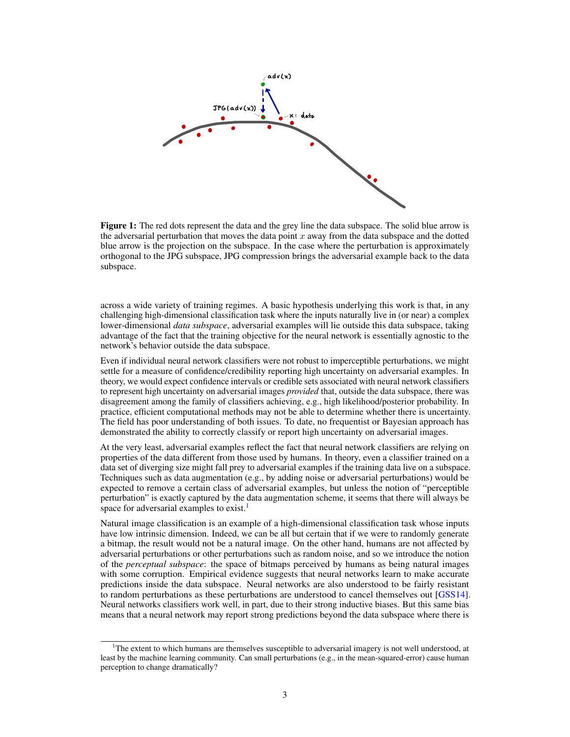**Figure 1:** The red dots represent the data and the grey line the data subspace. The solid blue arrow is the adversarial perturbation that moves the data point $x$ away from the data subspace and the dotted blue arrow is the projection on the subspace. In the case where the perturbation is approximately orthogonal to the JPG subspace, JPG compression brings the adversarial example back to the data subspace.

across a wide variety of training regimes. A basic hypothesis underlying this work is that, in any challenging high-dimensional classification task where the inputs naturally live in (or near) a complex lower-dimensional *data subspace*, adversarial examples will lie outside this data subspace, taking advantage of the fact that the training objective for the neural network is essentially agnostic to the network's behavior outside the data subspace.

Even if individual neural network classifiers were not robust to imperceptible perturbations, we might settle for a measure of confidence/credibility reporting high uncertainty on adversarial examples. In theory, we would expect confidence intervals or credible sets associated with neural network classifiers to represent high uncertainty on adversarial images *provided* that, outside the data subspace, there was disagreement among the family of classifiers achieving, e.g., high likelihood/posterior probability. In practice, efficient computational methods may not be able to determine whether there is uncertainty. The field has poor understanding of both issues. To date, no frequentist or Bayesian approach has demonstrated the ability to correctly classify or report high uncertainty on adversarial images.

At the very least, adversarial examples reflect the fact that neural network classifiers are relying on properties of the data different from those used by humans. In theory, even a classifier trained on a data set of diverging size might fall prey to adversarial examples if the training data live on a subspace. Techniques such as data augmentation (e.g., by adding noise or adversarial perturbations) would be expected to remove a certain class of adversarial examples, but unless the notion of "perceptible perturbation" is exactly captured by the data augmentation scheme, it seems that there will always be space for adversarial examples to exist.[1]

Natural image classification is an example of a high-dimensional classification task whose inputs have low intrinsic dimension. Indeed, we can be all but certain that if we were to randomly generate a bitmap, the result would not be a natural image. On the other hand, humans are not affected by adversarial perturbations or other perturbations such as random noise, and so we introduce the notion of the *perceptual subspace*: the space of bitmaps perceived by humans as being natural images with some corruption. Empirical evidence suggests that neural networks learn to make accurate predictions inside the data subspace. Neural networks are also understood to be fairly resistant to random perturbations as these perturbations are understood to cancel themselves out [GSS14]. Neural networks classifiers work well, in part, due to their strong inductive biases. But this same bias means that a neural network may report strong predictions beyond the data subspace where there is

[1] The extent to which humans are themselves susceptible to adversarial imagery is not well understood, at least by the machine learning community. Can small perturbations (e.g., in the mean-squared-error) cause human perception to change dramatically?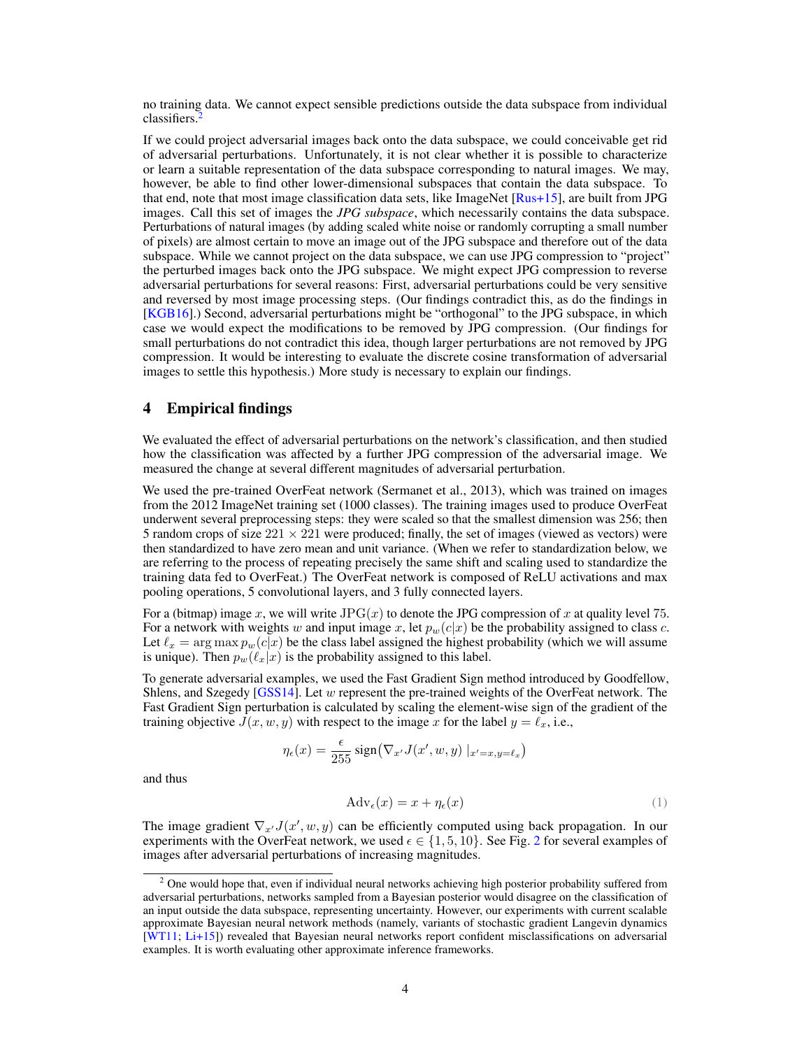no training data. We cannot expect sensible predictions outside the data subspace from individual classifiers.[2]

If we could project adversarial images back onto the data subspace, we could conceivable get rid of adversarial perturbations. Unfortunately, it is not clear whether it is possible to characterize or learn a suitable representation of the data subspace corresponding to natural images. We may, however, be able to find other lower-dimensional subspaces that contain the data subspace. To that end, note that most image classification data sets, like ImageNet [Rus+15], are built from JPG images. Call this set of images the *JPG subspace*, which necessarily contains the data subspace. Perturbations of natural images (by adding scaled white noise or randomly corrupting a small number of pixels) are almost certain to move an image out of the JPG subspace and therefore out of the data subspace. While we cannot project on the data subspace, we can use JPG compression to "project" the perturbed images back onto the JPG subspace. We might expect JPG compression to reverse adversarial perturbations for several reasons: First, adversarial perturbations could be very sensitive and reversed by most image processing steps. (Our findings contradict this, as do the findings in [KGB16].) Second, adversarial perturbations might be "orthogonal" to the JPG subspace, in which case we would expect the modifications to be removed by JPG compression. (Our findings for small perturbations do not contradict this idea, though larger perturbations are not removed by JPG compression. It would be interesting to evaluate the discrete cosine transformation of adversarial images to settle this hypothesis.) More study is necessary to explain our findings.

## 4 Empirical findings

We evaluated the effect of adversarial perturbations on the network's classification, and then studied how the classification was affected by a further JPG compression of the adversarial image. We measured the change at several different magnitudes of adversarial perturbation.

We used the pre-trained OverFeat network (Sermanet et al., 2013), which was trained on images from the 2012 ImageNet training set (1000 classes). The training images used to produce OverFeat underwent several preprocessing steps: they were scaled so that the smallest dimension was 256; then 5 random crops of size $221 \times 221$ were produced; finally, the set of images (viewed as vectors) were then standardized to have zero mean and unit variance. (When we refer to standardization below, we are referring to the process of repeating precisely the same shift and scaling used to standardize the training data fed to OverFeat.) The OverFeat network is composed of ReLU activations and max pooling operations, 5 convolutional layers, and 3 fully connected layers.

For a (bitmap) image $x$, we will write $\mathrm{JPG}(x)$ to denote the JPG compression of $x$ at quality level 75. For a network with weights $w$ and input image $x$, let $p_w(c|x)$ be the probability assigned to class $c$. Let $\ell_x = \arg\max p_w(c|x)$ be the class label assigned the highest probability (which we will assume is unique). Then $p_w(\ell_x|x)$ is the probability assigned to this label.

To generate adversarial examples, we used the Fast Gradient Sign method introduced by Goodfellow, Shlens, and Szegedy [GSS14]. Let $w$ represent the pre-trained weights of the OverFeat network. The Fast Gradient Sign perturbation is calculated by scaling the element-wise sign of the gradient of the training objective $J(x, w, y)$ with respect to the image $x$ for the label $y = \ell_x$, i.e.,

$$\eta_\epsilon(x) = \frac{\epsilon}{255}\,\mathrm{sign}\big(\nabla_{x'} J(x', w, y)\mid_{x'=x, y=\ell_x}\big)$$

and thus

$$\mathrm{Adv}_\epsilon(x) = x + \eta_\epsilon(x) \tag{1}$$

The image gradient $\nabla_{x'} J(x', w, y)$ can be efficiently computed using back propagation. In our experiments with the OverFeat network, we used $\epsilon \in \{1, 5, 10\}$. See Fig. 2 for several examples of images after adversarial perturbations of increasing magnitudes.

[2] One would hope that, even if individual neural networks achieving high posterior probability suffered from adversarial perturbations, networks sampled from a Bayesian posterior would disagree on the classification of an input outside the data subspace, representing uncertainty. However, our experiments with current scalable approximate Bayesian neural network methods (namely, variants of stochastic gradient Langevin dynamics [WT11; Li+15]) revealed that Bayesian neural networks report confident misclassifications on adversarial examples. It is worth evaluating other approximate inference frameworks.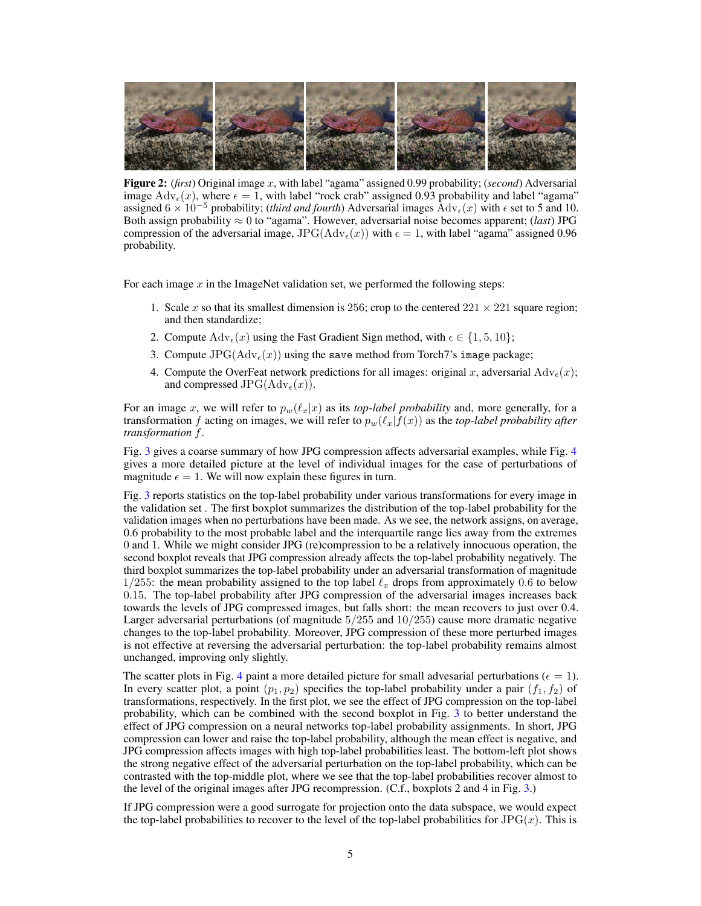**Figure 2:** (*first*) Original image $x$, with label "agama" assigned 0.99 probability; (*second*) Adversarial image $\mathrm{Adv}_\epsilon(x)$, where $\epsilon = 1$, with label "rock crab" assigned 0.93 probability and label "agama" assigned $6 \times 10^{-5}$ probability; (*third and fourth*) Adversarial images $\mathrm{Adv}_\epsilon(x)$ with $\epsilon$ set to 5 and 10. Both assign probability $\approx 0$ to "agama". However, adversarial noise becomes apparent; (*last*) JPG compression of the adversarial image, $\mathrm{JPG}(\mathrm{Adv}_\epsilon(x))$ with $\epsilon = 1$, with label "agama" assigned 0.96 probability.

For each image $x$ in the ImageNet validation set, we performed the following steps:

1. Scale $x$ so that its smallest dimension is 256; crop to the centered $221 \times 221$ square region; and then standardize;
2. Compute $\mathrm{Adv}_\epsilon(x)$ using the Fast Gradient Sign method, with $\epsilon \in \{1, 5, 10\}$;
3. Compute $\mathrm{JPG}(\mathrm{Adv}_\epsilon(x))$ using the `save` method from Torch7's `image` package;
4. Compute the OverFeat network predictions for all images: original $x$, adversarial $\mathrm{Adv}_\epsilon(x)$; and compressed $\mathrm{JPG}(\mathrm{Adv}_\epsilon(x))$.

For an image $x$, we will refer to $p_w(\ell_x|x)$ as its *top-label probability* and, more generally, for a transformation $f$ acting on images, we will refer to $p_w(\ell_x|f(x))$ as the *top-label probability after transformation $f$*.

Fig. 3 gives a coarse summary of how JPG compression affects adversarial examples, while Fig. 4 gives a more detailed picture at the level of individual images for the case of perturbations of magnitude $\epsilon = 1$. We will now explain these figures in turn.

Fig. 3 reports statistics on the top-label probability under various transformations for every image in the validation set . The first boxplot summarizes the distribution of the top-label probability for the validation images when no perturbations have been made. As we see, the network assigns, on average, 0.6 probability to the most probable label and the interquartile range lies away from the extremes 0 and 1. While we might consider JPG (re)compression to be a relatively innocuous operation, the second boxplot reveals that JPG compression already affects the top-label probability negatively. The third boxplot summarizes the top-label probability under an adversarial transformation of magnitude $1/255$: the mean probability assigned to the top label $\ell_x$ drops from approximately 0.6 to below 0.15. The top-label probability after JPG compression of the adversarial images increases back towards the levels of JPG compressed images, but falls short: the mean recovers to just over 0.4. Larger adversarial perturbations (of magnitude $5/255$ and $10/255$) cause more dramatic negative changes to the top-label probability. Moreover, JPG compression of these more perturbed images is not effective at reversing the adversarial perturbation: the top-label probability remains almost unchanged, improving only slightly.

The scatter plots in Fig. 4 paint a more detailed picture for small advesarial perturbations ($\epsilon = 1$). In every scatter plot, a point $(p_1, p_2)$ specifies the top-label probability under a pair $(f_1, f_2)$ of transformations, respectively. In the first plot, we see the effect of JPG compression on the top-label probability, which can be combined with the second boxplot in Fig. 3 to better understand the effect of JPG compression on a neural networks top-label probability assignments. In short, JPG compression can lower and raise the top-label probability, although the mean effect is negative, and JPG compression affects images with high top-label probabilities least. The bottom-left plot shows the strong negative effect of the adversarial perturbation on the top-label probability, which can be contrasted with the top-middle plot, where we see that the top-label probabilities recover almost to the level of the original images after JPG recompression. (C.f., boxplots 2 and 4 in Fig. 3.)

If JPG compression were a good surrogate for projection onto the data subspace, we would expect the top-label probabilities to recover to the level of the top-label probabilities for $\mathrm{JPG}(x)$. This is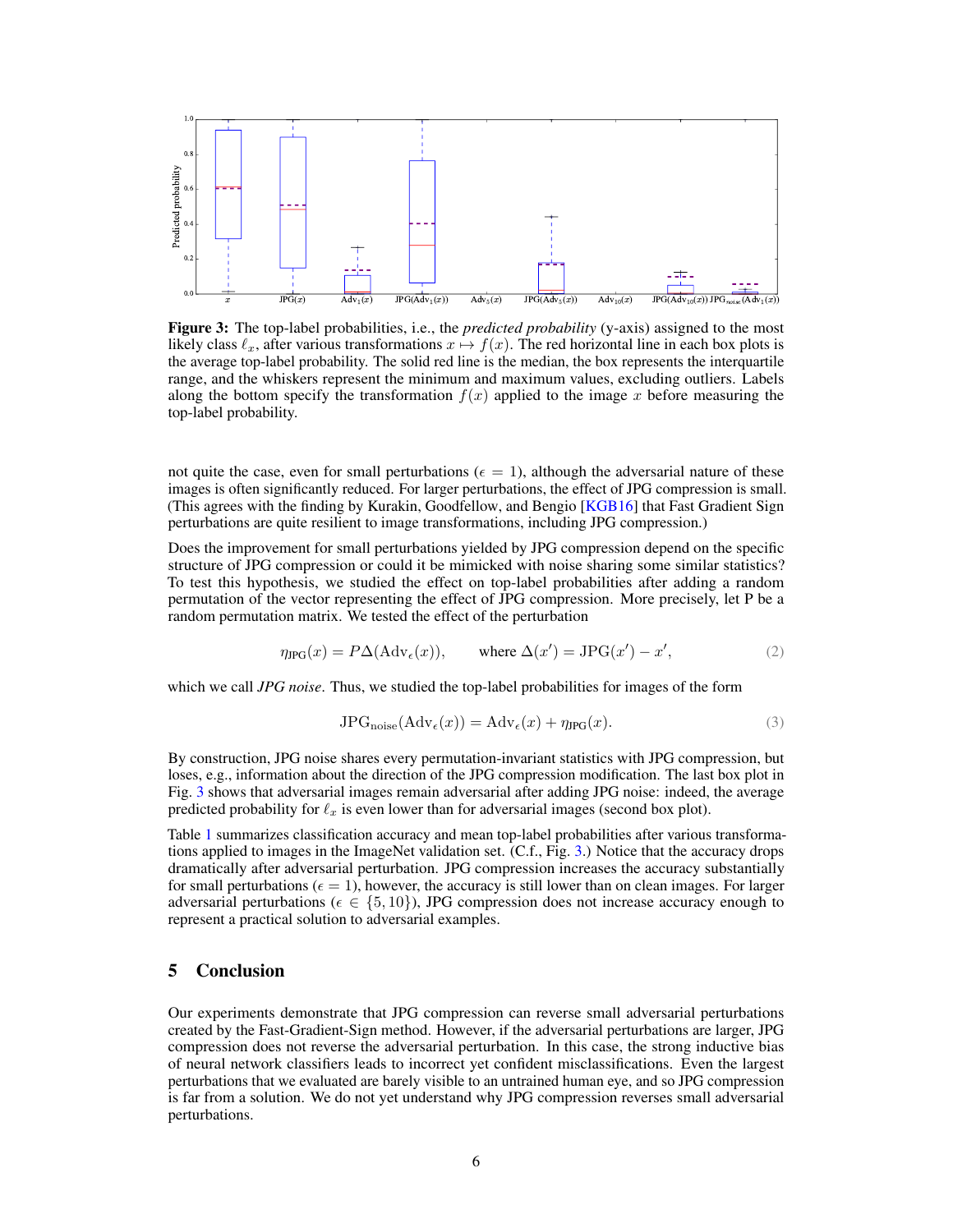**Figure 3:** The top-label probabilities, i.e., the *predicted probability* (y-axis) assigned to the most likely class $\ell_x$, after various transformations $x \mapsto f(x)$. The red horizontal line in each box plots is the average top-label probability. The solid red line is the median, the box represents the interquartile range, and the whiskers represent the minimum and maximum values, excluding outliers. Labels along the bottom specify the transformation $f(x)$ applied to the image $x$ before measuring the top-label probability.

not quite the case, even for small perturbations ($\epsilon = 1$), although the adversarial nature of these images is often significantly reduced. For larger perturbations, the effect of JPG compression is small. (This agrees with the finding by Kurakin, Goodfellow, and Bengio [KGB16] that Fast Gradient Sign perturbations are quite resilient to image transformations, including JPG compression.)

Does the improvement for small perturbations yielded by JPG compression depend on the specific structure of JPG compression or could it be mimicked with noise sharing some similar statistics? To test this hypothesis, we studied the effect on top-label probabilities after adding a random permutation of the vector representing the effect of JPG compression. More precisely, let P be a random permutation matrix. We tested the effect of the perturbation

$$\eta_{\text{JPG}}(x) = P\Delta(\text{Adv}_\epsilon(x)), \qquad \text{where } \Delta(x') = \text{JPG}(x') - x', \tag{2}$$

which we call *JPG noise*. Thus, we studied the top-label probabilities for images of the form

$$\text{JPG}_{\text{noise}}(\text{Adv}_\epsilon(x)) = \text{Adv}_\epsilon(x) + \eta_{\text{JPG}}(x). \tag{3}$$

By construction, JPG noise shares every permutation-invariant statistics with JPG compression, but loses, e.g., information about the direction of the JPG compression modification. The last box plot in Fig. 3 shows that adversarial images remain adversarial after adding JPG noise: indeed, the average predicted probability for $\ell_x$ is even lower than for adversarial images (second box plot).

Table 1 summarizes classification accuracy and mean top-label probabilities after various transformations applied to images in the ImageNet validation set. (C.f., Fig. 3.) Notice that the accuracy drops dramatically after adversarial perturbation. JPG compression increases the accuracy substantially for small perturbations ($\epsilon = 1$), however, the accuracy is still lower than on clean images. For larger adversarial perturbations ($\epsilon \in \{5, 10\}$), JPG compression does not increase accuracy enough to represent a practical solution to adversarial examples.

# 5 Conclusion

Our experiments demonstrate that JPG compression can reverse small adversarial perturbations created by the Fast-Gradient-Sign method. However, if the adversarial perturbations are larger, JPG compression does not reverse the adversarial perturbation. In this case, the strong inductive bias of neural network classifiers leads to incorrect yet confident misclassifications. Even the largest perturbations that we evaluated are barely visible to an untrained human eye, and so JPG compression is far from a solution. We do not yet understand why JPG compression reverses small adversarial perturbations.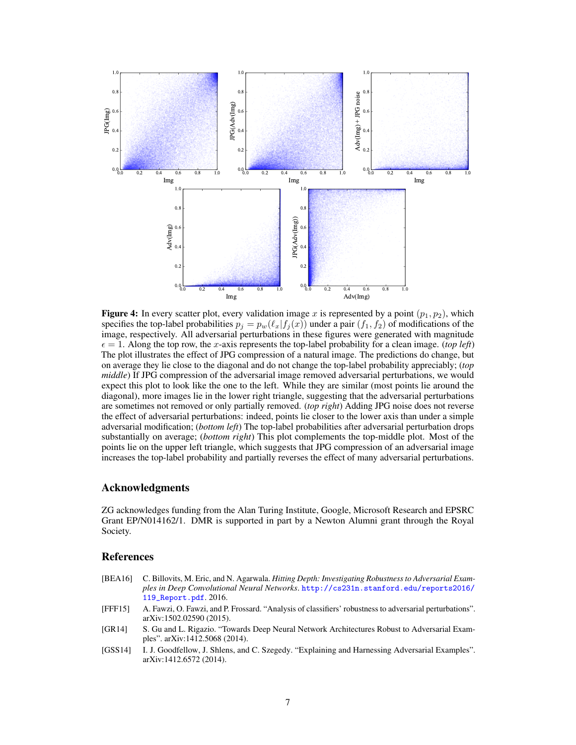**Figure 4:** In every scatter plot, every validation image $x$ is represented by a point $(p_1, p_2)$, which specifies the top-label probabilities $p_j = p_w(\ell_x | f_j(x))$ under a pair $(f_1, f_2)$ of modifications of the image, respectively. All adversarial perturbations in these figures were generated with magnitude $\epsilon = 1$. Along the top row, the $x$-axis represents the top-label probability for a clean image. (*top left*) The plot illustrates the effect of JPG compression of a natural image. The predictions do change, but on average they lie close to the diagonal and do not change the top-label probability appreciably; (*top middle*) If JPG compression of the adversarial image removed adversarial perturbations, we would expect this plot to look like the one to the left. While they are similar (most points lie around the diagonal), more images lie in the lower right triangle, suggesting that the adversarial perturbations are sometimes not removed or only partially removed. (*top right*) Adding JPG noise does not reverse the effect of adversarial perturbations: indeed, points lie closer to the lower axis than under a simple adversarial modification; (*bottom left*) The top-label probabilities after adversarial perturbation drops substantially on average; (*bottom right*) This plot complements the top-middle plot. Most of the points lie on the upper left triangle, which suggests that JPG compression of an adversarial image increases the top-label probability and partially reverses the effect of many adversarial perturbations.

## Acknowledgments

ZG acknowledges funding from the Alan Turing Institute, Google, Microsoft Research and EPSRC Grant EP/N014162/1. DMR is supported in part by a Newton Alumni grant through the Royal Society.

## References

[BEA16] C. Billovits, M. Eric, and N. Agarwala. *Hitting Depth: Investigating Robustness to Adversarial Examples in Deep Convolutional Neural Networks*. http://cs231n.stanford.edu/reports2016/119_Report.pdf. 2016.

[FFF15] A. Fawzi, O. Fawzi, and P. Frossard. "Analysis of classifiers' robustness to adversarial perturbations". arXiv:1502.02590 (2015).

[GR14] S. Gu and L. Rigazio. "Towards Deep Neural Network Architectures Robust to Adversarial Examples". arXiv:1412.5068 (2014).

[GSS14] I. J. Goodfellow, J. Shlens, and C. Szegedy. "Explaining and Harnessing Adversarial Examples". arXiv:1412.6572 (2014).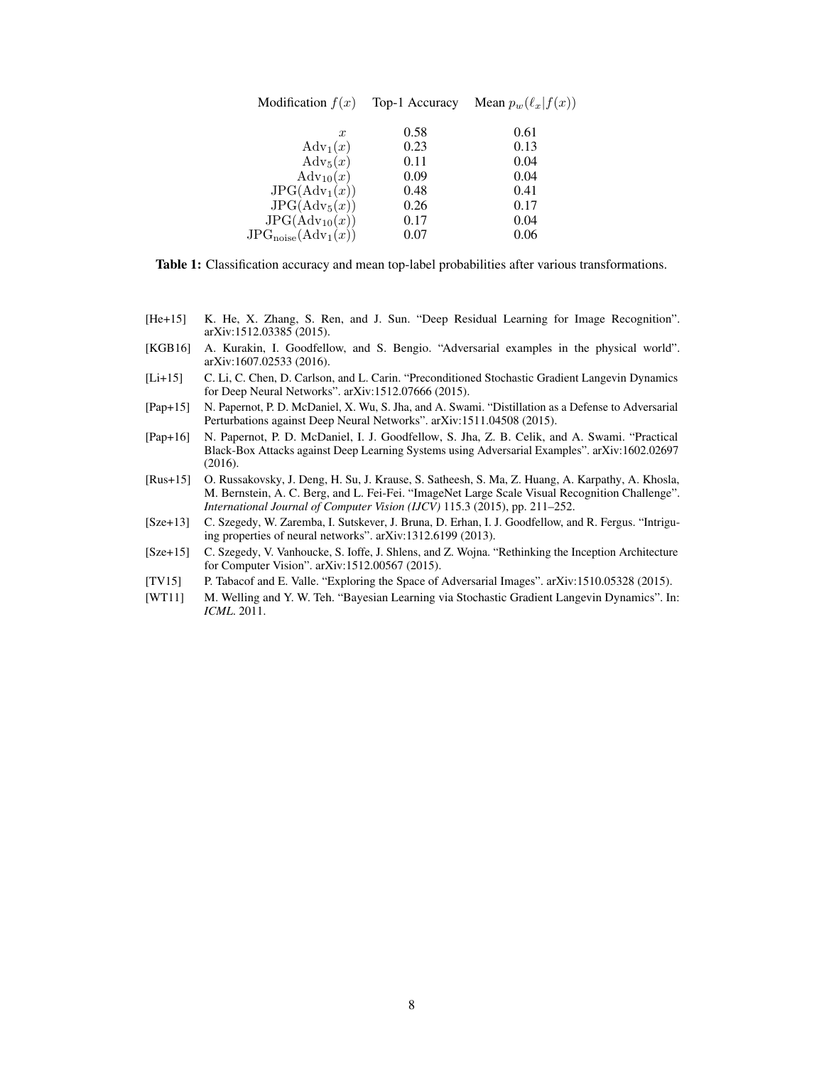| Modification $f(x)$ | Top-1 Accuracy | Mean $p_w(\ell_x \| f(x))$ |
|---|---|---|
| $x$ | 0.58 | 0.61 |
| $\mathrm{Adv}_1(x)$ | 0.23 | 0.13 |
| $\mathrm{Adv}_5(x)$ | 0.11 | 0.04 |
| $\mathrm{Adv}_{10}(x)$ | 0.09 | 0.04 |
| $\mathrm{JPG}(\mathrm{Adv}_1(x))$ | 0.48 | 0.41 |
| $\mathrm{JPG}(\mathrm{Adv}_5(x))$ | 0.26 | 0.17 |
| $\mathrm{JPG}(\mathrm{Adv}_{10}(x))$ | 0.17 | 0.04 |
| $\mathrm{JPG}_{\mathrm{noise}}(\mathrm{Adv}_1(x))$ | 0.07 | 0.06 |

**Table 1:** Classification accuracy and mean top-label probabilities after various transformations.

- [He+15] K. He, X. Zhang, S. Ren, and J. Sun. "Deep Residual Learning for Image Recognition". arXiv:1512.03385 (2015).
- [KGB16] A. Kurakin, I. Goodfellow, and S. Bengio. "Adversarial examples in the physical world". arXiv:1607.02533 (2016).
- [Li+15] C. Li, C. Chen, D. Carlson, and L. Carin. "Preconditioned Stochastic Gradient Langevin Dynamics for Deep Neural Networks". arXiv:1512.07666 (2015).
- [Pap+15] N. Papernot, P. D. McDaniel, X. Wu, S. Jha, and A. Swami. "Distillation as a Defense to Adversarial Perturbations against Deep Neural Networks". arXiv:1511.04508 (2015).
- [Pap+16] N. Papernot, P. D. McDaniel, I. J. Goodfellow, S. Jha, Z. B. Celik, and A. Swami. "Practical Black-Box Attacks against Deep Learning Systems using Adversarial Examples". arXiv:1602.02697 (2016).
- [Rus+15] O. Russakovsky, J. Deng, H. Su, J. Krause, S. Satheesh, S. Ma, Z. Huang, A. Karpathy, A. Khosla, M. Bernstein, A. C. Berg, and L. Fei-Fei. "ImageNet Large Scale Visual Recognition Challenge". *International Journal of Computer Vision (IJCV)* 115.3 (2015), pp. 211–252.
- [Sze+13] C. Szegedy, W. Zaremba, I. Sutskever, J. Bruna, D. Erhan, I. J. Goodfellow, and R. Fergus. "Intriguing properties of neural networks". arXiv:1312.6199 (2013).
- [Sze+15] C. Szegedy, V. Vanhoucke, S. Ioffe, J. Shlens, and Z. Wojna. "Rethinking the Inception Architecture for Computer Vision". arXiv:1512.00567 (2015).
- [TV15] P. Tabacof and E. Valle. "Exploring the Space of Adversarial Images". arXiv:1510.05328 (2015).
- [WT11] M. Welling and Y. W. Teh. "Bayesian Learning via Stochastic Gradient Langevin Dynamics". In: *ICML*. 2011.